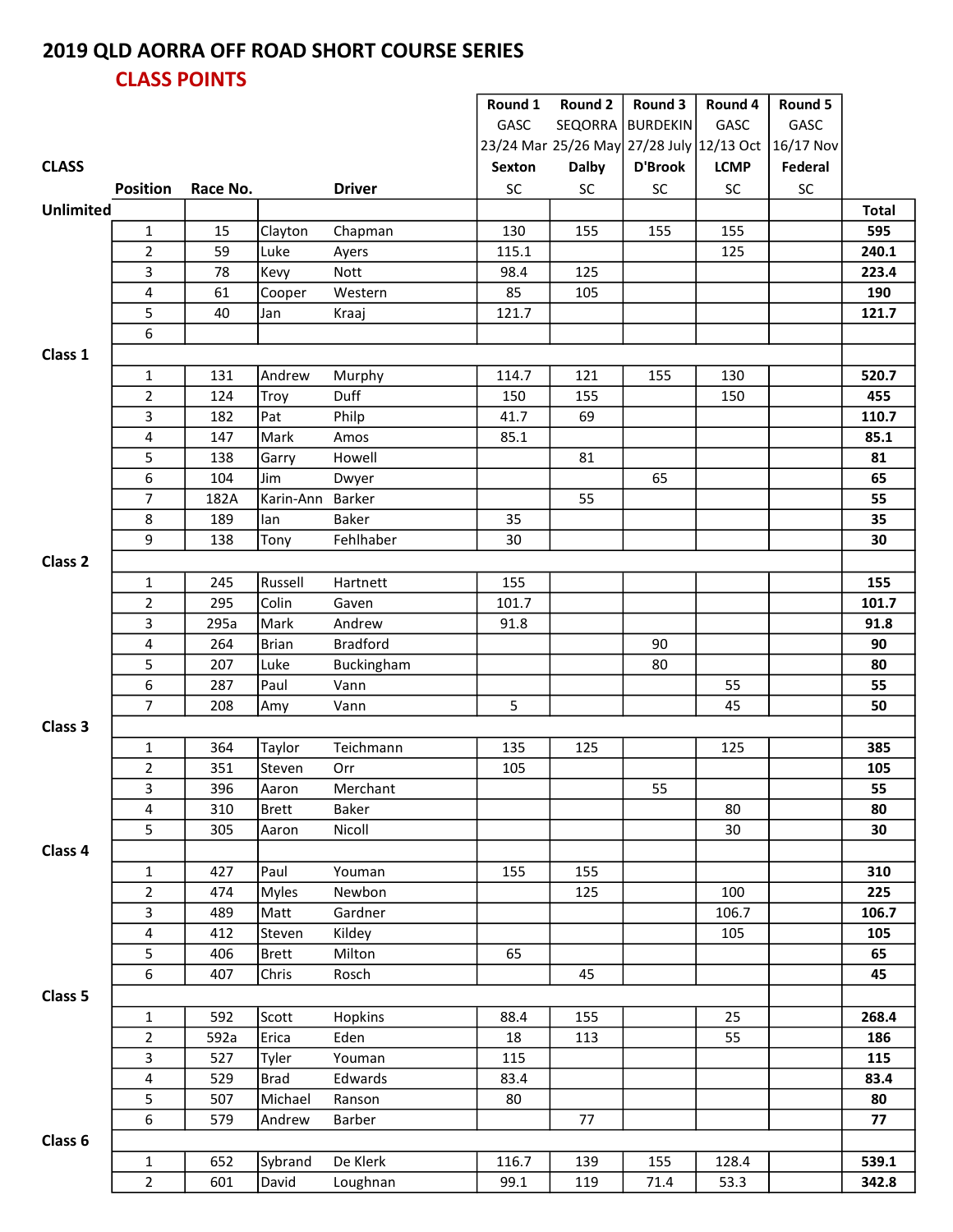# 2019 QLD AORRA OFF ROAD SHORT COURSE SERIES

## CLASS POINTS

| CLASS | Position | Race No. | Driver | | Round 1 GASC 23/24 Mar Sexton SC | Round 2 SEQORRA 25/26 May Dalby SC | Round 3 BURDEKIN 27/28 July D'Brook SC | Round 4 GASC 12/13 Oct LCMP SC | Round 5 GASC 16/17 Nov Federal SC | Total |
|---|---|---|---|---|---|---|---|---|---|---|
| **Unlimited** | | | | | | | | | | |
| | 1 | 15 | Clayton | Chapman | 130 | 155 | 155 | 155 | | **595** |
| | 2 | 59 | Luke | Ayers | 115.1 | | | 125 | | **240.1** |
| | 3 | 78 | Kevy | Nott | 98.4 | 125 | | | | **223.4** |
| | 4 | 61 | Cooper | Western | 85 | 105 | | | | **190** |
| | 5 | 40 | Jan | Kraaj | 121.7 | | | | | **121.7** |
| | 6 | | | | | | | | | |
| **Class 1** | | | | | | | | | | |
| | 1 | 131 | Andrew | Murphy | 114.7 | 121 | 155 | 130 | | **520.7** |
| | 2 | 124 | Troy | Duff | 150 | 155 | | 150 | | **455** |
| | 3 | 182 | Pat | Philp | 41.7 | 69 | | | | **110.7** |
| | 4 | 147 | Mark | Amos | 85.1 | | | | | **85.1** |
| | 5 | 138 | Garry | Howell | | 81 | | | | **81** |
| | 6 | 104 | Jim | Dwyer | | | 65 | | | **65** |
| | 7 | 182A | Karin-Ann | Barker | | 55 | | | | **55** |
| | 8 | 189 | Ian | Baker | 35 | | | | | **35** |
| | 9 | 138 | Tony | Fehlhaber | 30 | | | | | **30** |
| **Class 2** | | | | | | | | | | |
| | 1 | 245 | Russell | Hartnett | 155 | | | | | **155** |
| | 2 | 295 | Colin | Gaven | 101.7 | | | | | **101.7** |
| | 3 | 295a | Mark | Andrew | 91.8 | | | | | **91.8** |
| | 4 | 264 | Brian | Bradford | | | 90 | | | **90** |
| | 5 | 207 | Luke | Buckingham | | | 80 | | | **80** |
| | 6 | 287 | Paul | Vann | | | | 55 | | **55** |
| | 7 | 208 | Amy | Vann | 5 | | | 45 | | **50** |
| **Class 3** | | | | | | | | | | |
| | 1 | 364 | Taylor | Teichmann | 135 | 125 | | 125 | | **385** |
| | 2 | 351 | Steven | Orr | 105 | | | | | **105** |
| | 3 | 396 | Aaron | Merchant | | | 55 | | | **55** |
| | 4 | 310 | Brett | Baker | | | | 80 | | **80** |
| | 5 | 305 | Aaron | Nicoll | | | | 30 | | **30** |
| **Class 4** | | | | | | | | | | |
| | 1 | 427 | Paul | Youman | 155 | 155 | | | | **310** |
| | 2 | 474 | Myles | Newbon | | 125 | | 100 | | **225** |
| | 3 | 489 | Matt | Gardner | | | | 106.7 | | **106.7** |
| | 4 | 412 | Steven | Kildey | | | | 105 | | **105** |
| | 5 | 406 | Brett | Milton | 65 | | | | | **65** |
| | 6 | 407 | Chris | Rosch | | 45 | | | | **45** |
| **Class 5** | | | | | | | | | | |
| | 1 | 592 | Scott | Hopkins | 88.4 | 155 | | 25 | | **268.4** |
| | 2 | 592a | Erica | Eden | 18 | 113 | | 55 | | **186** |
| | 3 | 527 | Tyler | Youman | 115 | | | | | **115** |
| | 4 | 529 | Brad | Edwards | 83.4 | | | | | **83.4** |
| | 5 | 507 | Michael | Ranson | 80 | | | | | **80** |
| | 6 | 579 | Andrew | Barber | | 77 | | | | **77** |
| **Class 6** | | | | | | | | | | |
| | 1 | 652 | Sybrand | De Klerk | 116.7 | 139 | 155 | 128.4 | | **539.1** |
| | 2 | 601 | David | Loughnan | 99.1 | 119 | 71.4 | 53.3 | | **342.8** |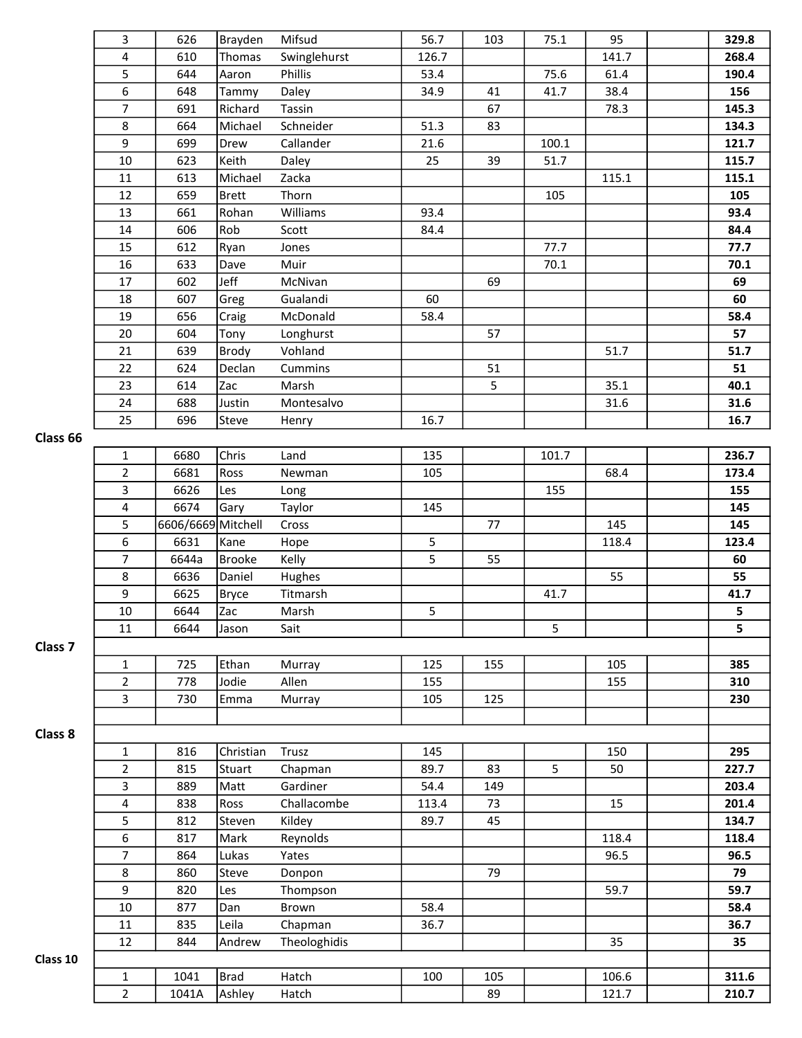| | | | | | | | | | |
|---|---|---|---|---|---|---|---|---|---|
| 3 | 626 | Brayden | Mifsud | 56.7 | 103 | 75.1 | 95 | | **329.8** |
| 4 | 610 | Thomas | Swinglehurst | 126.7 | | | 141.7 | | **268.4** |
| 5 | 644 | Aaron | Phillis | 53.4 | | 75.6 | 61.4 | | **190.4** |
| 6 | 648 | Tammy | Daley | 34.9 | 41 | 41.7 | 38.4 | | **156** |
| 7 | 691 | Richard | Tassin | | 67 | | 78.3 | | **145.3** |
| 8 | 664 | Michael | Schneider | 51.3 | 83 | | | | **134.3** |
| 9 | 699 | Drew | Callander | 21.6 | | 100.1 | | | **121.7** |
| 10 | 623 | Keith | Daley | 25 | 39 | 51.7 | | | **115.7** |
| 11 | 613 | Michael | Zacka | | | | 115.1 | | **115.1** |
| 12 | 659 | Brett | Thorn | | | 105 | | | **105** |
| 13 | 661 | Rohan | Williams | 93.4 | | | | | **93.4** |
| 14 | 606 | Rob | Scott | 84.4 | | | | | **84.4** |
| 15 | 612 | Ryan | Jones | | | 77.7 | | | **77.7** |
| 16 | 633 | Dave | Muir | | | 70.1 | | | **70.1** |
| 17 | 602 | Jeff | McNivan | | 69 | | | | **69** |
| 18 | 607 | Greg | Gualandi | 60 | | | | | **60** |
| 19 | 656 | Craig | McDonald | 58.4 | | | | | **58.4** |
| 20 | 604 | Tony | Longhurst | | 57 | | | | **57** |
| 21 | 639 | Brody | Vohland | | | | 51.7 | | **51.7** |
| 22 | 624 | Declan | Cummins | | 51 | | | | **51** |
| 23 | 614 | Zac | Marsh | | 5 | | 35.1 | | **40.1** |
| 24 | 688 | Justin | Montesalvo | | | | 31.6 | | **31.6** |
| 25 | 696 | Steve | Henry | 16.7 | | | | | **16.7** |

**Class 66**

| | | | | | | | | | |
|---|---|---|---|---|---|---|---|---|---|
| 1 | 6680 | Chris | Land | 135 | | 101.7 | | | **236.7** |
| 2 | 6681 | Ross | Newman | 105 | | | 68.4 | | **173.4** |
| 3 | 6626 | Les | Long | | | 155 | | | **155** |
| 4 | 6674 | Gary | Taylor | 145 | | | | | **145** |
| 5 | 6606/6669 | Mitchell | Cross | | 77 | | 145 | | **145** |
| 6 | 6631 | Kane | Hope | 5 | | | 118.4 | | **123.4** |
| 7 | 6644a | Brooke | Kelly | 5 | 55 | | | | **60** |
| 8 | 6636 | Daniel | Hughes | | | | 55 | | **55** |
| 9 | 6625 | Bryce | Titmarsh | | | 41.7 | | | **41.7** |
| 10 | 6644 | Zac | Marsh | 5 | | | | | **5** |
| 11 | 6644 | Jason | Sait | | | 5 | | | **5** |

**Class 7**

| | | | | | | | | | |
|---|---|---|---|---|---|---|---|---|---|
| 1 | 725 | Ethan | Murray | 125 | 155 | | 105 | | **385** |
| 2 | 778 | Jodie | Allen | 155 | | | 155 | | **310** |
| 3 | 730 | Emma | Murray | 105 | 125 | | | | **230** |

**Class 8**

| | | | | | | | | | |
|---|---|---|---|---|---|---|---|---|---|
| 1 | 816 | Christian | Trusz | 145 | | | 150 | | **295** |
| 2 | 815 | Stuart | Chapman | 89.7 | 83 | 5 | 50 | | **227.7** |
| 3 | 889 | Matt | Gardiner | 54.4 | 149 | | | | **203.4** |
| 4 | 838 | Ross | Challacombe | 113.4 | 73 | | 15 | | **201.4** |
| 5 | 812 | Steven | Kildey | 89.7 | 45 | | | | **134.7** |
| 6 | 817 | Mark | Reynolds | | | | 118.4 | | **118.4** |
| 7 | 864 | Lukas | Yates | | | | 96.5 | | **96.5** |
| 8 | 860 | Steve | Donpon | | 79 | | | | **79** |
| 9 | 820 | Les | Thompson | | | | 59.7 | | **59.7** |
| 10 | 877 | Dan | Brown | 58.4 | | | | | **58.4** |
| 11 | 835 | Leila | Chapman | 36.7 | | | | | **36.7** |
| 12 | 844 | Andrew | Theologhidis | | | | 35 | | **35** |

**Class 10**

| | | | | | | | | | |
|---|---|---|---|---|---|---|---|---|---|
| 1 | 1041 | Brad | Hatch | 100 | 105 | | 106.6 | | **311.6** |
| 2 | 1041A | Ashley | Hatch | | 89 | | 121.7 | | **210.7** |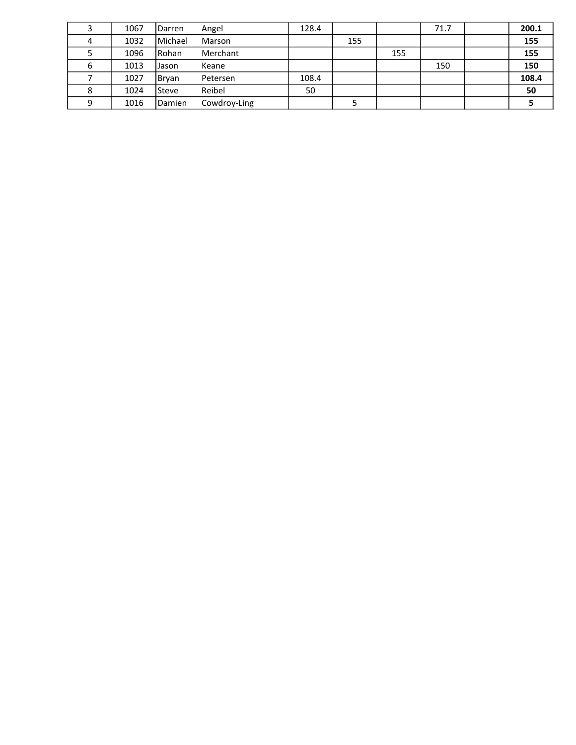| | | | | | | | | | |
|---|---|---|---|---|---|---|---|---|---|
| 3 | 1067 | Darren | Angel | 128.4 | | | 71.7 | | **200.1** |
| 4 | 1032 | Michael | Marson | | 155 | | | | **155** |
| 5 | 1096 | Rohan | Merchant | | | 155 | | | **155** |
| 6 | 1013 | Jason | Keane | | | | 150 | | **150** |
| 7 | 1027 | Bryan | Petersen | 108.4 | | | | | **108.4** |
| 8 | 1024 | Steve | Reibel | 50 | | | | | **50** |
| 9 | 1016 | Damien | Cowdroy-Ling | | 5 | | | | **5** |